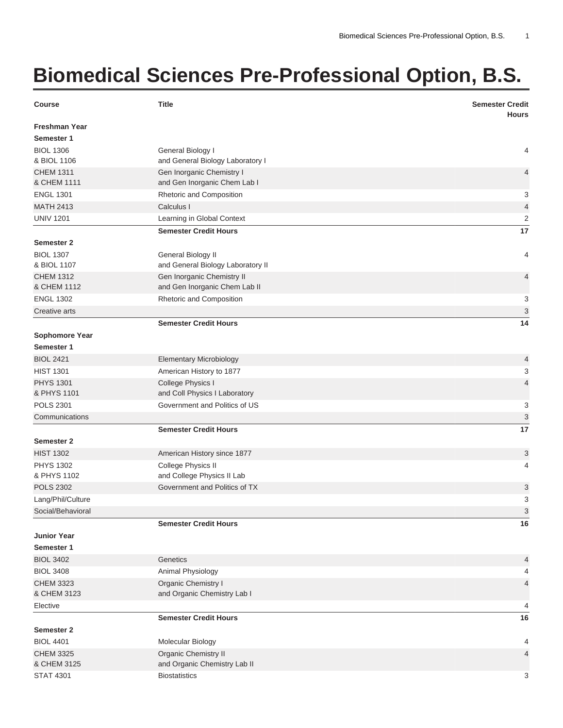# Biomedical Sciences Pre-Professional Option, B.S.

| Course | Title | Semester Credit Hours |
|---|---|---|
| **Freshman Year** | | |
| **Semester 1** | | |
| BIOL 1306<br>& BIOL 1106 | General Biology I<br>and General Biology Laboratory I | 4 |
| CHEM 1311<br>& CHEM 1111 | Gen Inorganic Chemistry I<br>and Gen Inorganic Chem Lab I | 4 |
| ENGL 1301 | Rhetoric and Composition | 3 |
| MATH 2413 | Calculus I | 4 |
| UNIV 1201 | Learning in Global Context | 2 |
| | **Semester Credit Hours** | **17** |
| **Semester 2** | | |
| BIOL 1307<br>& BIOL 1107 | General Biology II<br>and General Biology Laboratory II | 4 |
| CHEM 1312<br>& CHEM 1112 | Gen Inorganic Chemistry II<br>and Gen Inorganic Chem Lab II | 4 |
| ENGL 1302 | Rhetoric and Composition | 3 |
| Creative arts | | 3 |
| | **Semester Credit Hours** | **14** |
| **Sophomore Year** | | |
| **Semester 1** | | |
| BIOL 2421 | Elementary Microbiology | 4 |
| HIST 1301 | American History to 1877 | 3 |
| PHYS 1301<br>& PHYS 1101 | College Physics I<br>and Coll Physics I Laboratory | 4 |
| POLS 2301 | Government and Politics of US | 3 |
| Communications | | 3 |
| | **Semester Credit Hours** | **17** |
| **Semester 2** | | |
| HIST 1302 | American History since 1877 | 3 |
| PHYS 1302<br>& PHYS 1102 | College Physics II<br>and College Physics II Lab | 4 |
| POLS 2302 | Government and Politics of TX | 3 |
| Lang/Phil/Culture | | 3 |
| Social/Behavioral | | 3 |
| | **Semester Credit Hours** | **16** |
| **Junior Year** | | |
| **Semester 1** | | |
| BIOL 3402 | Genetics | 4 |
| BIOL 3408 | Animal Physiology | 4 |
| CHEM 3323<br>& CHEM 3123 | Organic Chemistry I<br>and Organic Chemistry Lab I | 4 |
| Elective | | 4 |
| | **Semester Credit Hours** | **16** |
| **Semester 2** | | |
| BIOL 4401 | Molecular Biology | 4 |
| CHEM 3325<br>& CHEM 3125 | Organic Chemistry II<br>and Organic Chemistry Lab II | 4 |
| STAT 4301 | Biostatistics | 3 |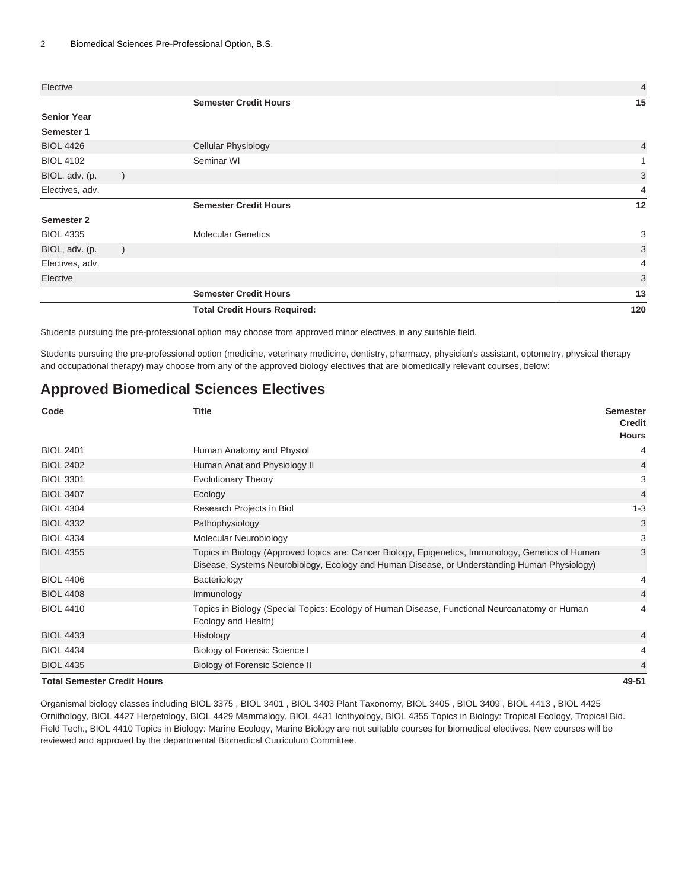| | | |
|---|---|---|
| Elective | | 4 |
| | **Semester Credit Hours** | **15** |
| **Senior Year** | | |
| **Semester 1** | | |
| BIOL 4426 | Cellular Physiology | 4 |
| BIOL 4102 | Seminar WI | 1 |
| BIOL, adv. (p. ) | | 3 |
| Electives, adv. | | 4 |
| | **Semester Credit Hours** | **12** |
| **Semester 2** | | |
| BIOL 4335 | Molecular Genetics | 3 |
| BIOL, adv. (p. ) | | 3 |
| Electives, adv. | | 4 |
| Elective | | 3 |
| | **Semester Credit Hours** | **13** |
| | **Total Credit Hours Required:** | **120** |

Students pursuing the pre-professional option may choose from approved minor electives in any suitable field.

Students pursuing the pre-professional option (medicine, veterinary medicine, dentistry, pharmacy, physician's assistant, optometry, physical therapy and occupational therapy) may choose from any of the approved biology electives that are biomedically relevant courses, below:

## Approved Biomedical Sciences Electives

| Code | Title | Semester Credit Hours |
|---|---|---|
| BIOL 2401 | Human Anatomy and Physiol | 4 |
| BIOL 2402 | Human Anat and Physiology II | 4 |
| BIOL 3301 | Evolutionary Theory | 3 |
| BIOL 3407 | Ecology | 4 |
| BIOL 4304 | Research Projects in Biol | 1-3 |
| BIOL 4332 | Pathophysiology | 3 |
| BIOL 4334 | Molecular Neurobiology | 3 |
| BIOL 4355 | Topics in Biology (Approved topics are: Cancer Biology, Epigenetics, Immunology, Genetics of Human Disease, Systems Neurobiology, Ecology and Human Disease, or Understanding Human Physiology) | 3 |
| BIOL 4406 | Bacteriology | 4 |
| BIOL 4408 | Immunology | 4 |
| BIOL 4410 | Topics in Biology (Special Topics: Ecology of Human Disease, Functional Neuroanatomy or Human Ecology and Health) | 4 |
| BIOL 4433 | Histology | 4 |
| BIOL 4434 | Biology of Forensic Science I | 4 |
| BIOL 4435 | Biology of Forensic Science II | 4 |
| **Total Semester Credit Hours** | | **49-51** |

Organismal biology classes including BIOL 3375 , BIOL 3401 , BIOL 3403 Plant Taxonomy, BIOL 3405 , BIOL 3409 , BIOL 4413 , BIOL 4425 Ornithology, BIOL 4427 Herpetology, BIOL 4429 Mammalogy, BIOL 4431 Ichthyology, BIOL 4355 Topics in Biology: Tropical Ecology, Tropical Bid. Field Tech., BIOL 4410 Topics in Biology: Marine Ecology, Marine Biology are not suitable courses for biomedical electives. New courses will be reviewed and approved by the departmental Biomedical Curriculum Committee.